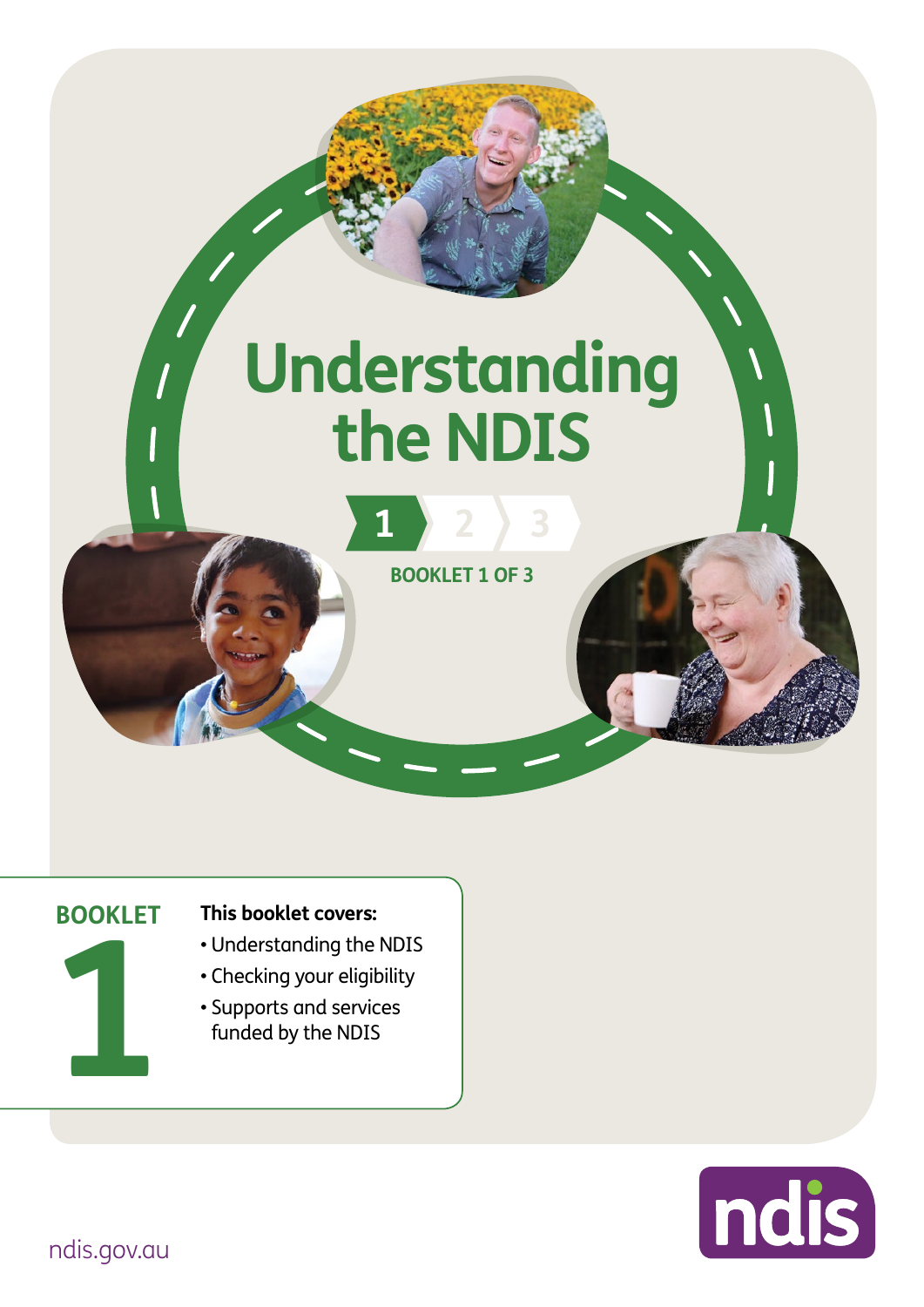# Understanding the NDIS

1 2 3

BOOKLET 1 OF 3

**BOOKLET 1**

**This booklet covers:**

- Understanding the NDIS
- Checking your eligibility
- Supports and services funded by the NDIS

ndis

ndis.gov.au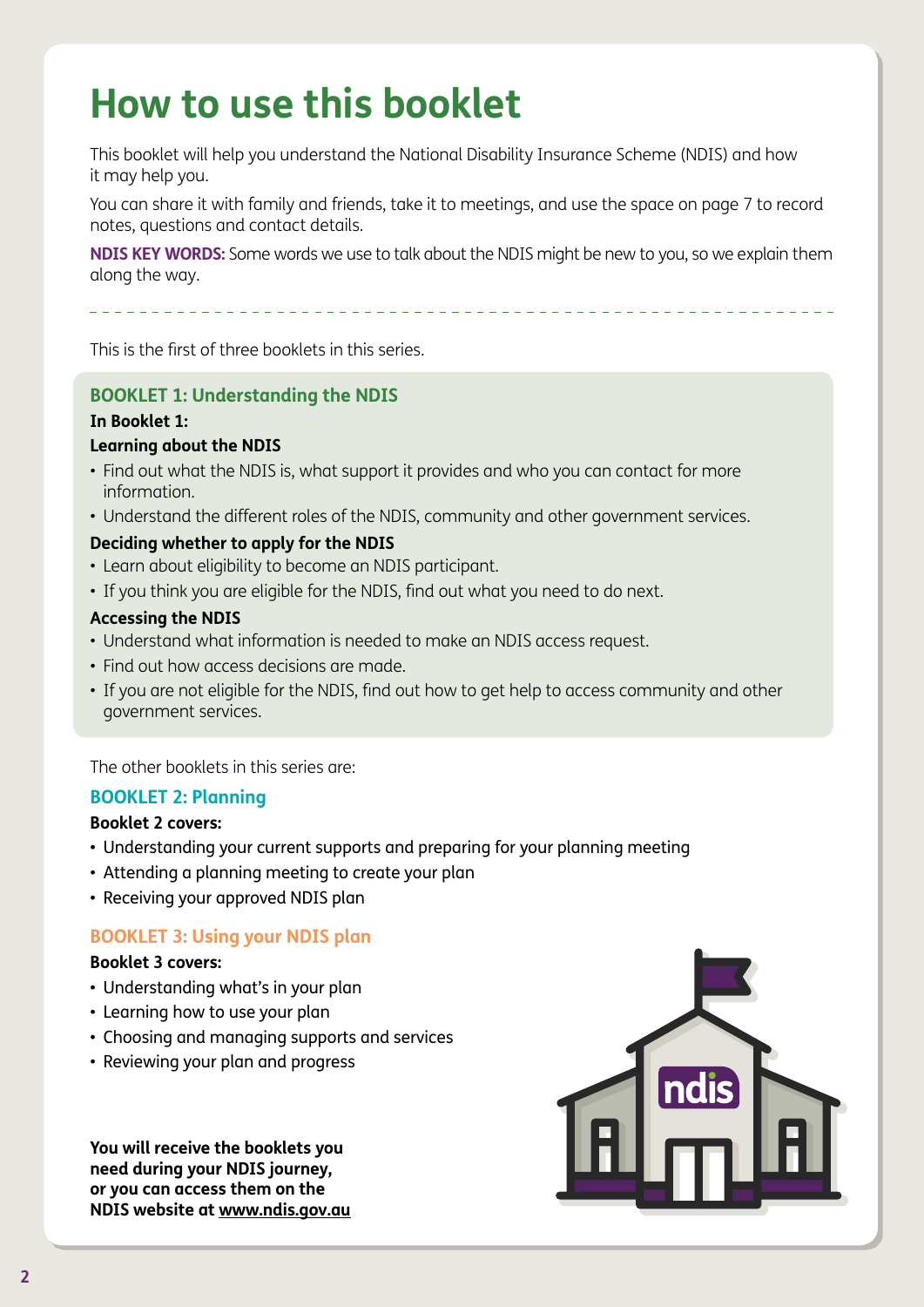# How to use this booklet

This booklet will help you understand the National Disability Insurance Scheme (NDIS) and how it may help you.

You can share it with family and friends, take it to meetings, and use the space on page 7 to record notes, questions and contact details.

**NDIS KEY WORDS:** Some words we use to talk about the NDIS might be new to you, so we explain them along the way.

---

This is the first of three booklets in this series.

## BOOKLET 1: Understanding the NDIS

**In Booklet 1:**

**Learning about the NDIS**

- Find out what the NDIS is, what support it provides and who you can contact for more information.
- Understand the different roles of the NDIS, community and other government services.

**Deciding whether to apply for the NDIS**

- Learn about eligibility to become an NDIS participant.
- If you think you are eligible for the NDIS, find out what you need to do next.

**Accessing the NDIS**

- Understand what information is needed to make an NDIS access request.
- Find out how access decisions are made.
- If you are not eligible for the NDIS, find out how to get help to access community and other government services.

The other booklets in this series are:

## BOOKLET 2: Planning

**Booklet 2 covers:**

- Understanding your current supports and preparing for your planning meeting
- Attending a planning meeting to create your plan
- Receiving your approved NDIS plan

## BOOKLET 3: Using your NDIS plan

**Booklet 3 covers:**

- Understanding what's in your plan
- Learning how to use your plan
- Choosing and managing supports and services
- Reviewing your plan and progress

**You will receive the booklets you need during your NDIS journey, or you can access them on the NDIS website at www.ndis.gov.au**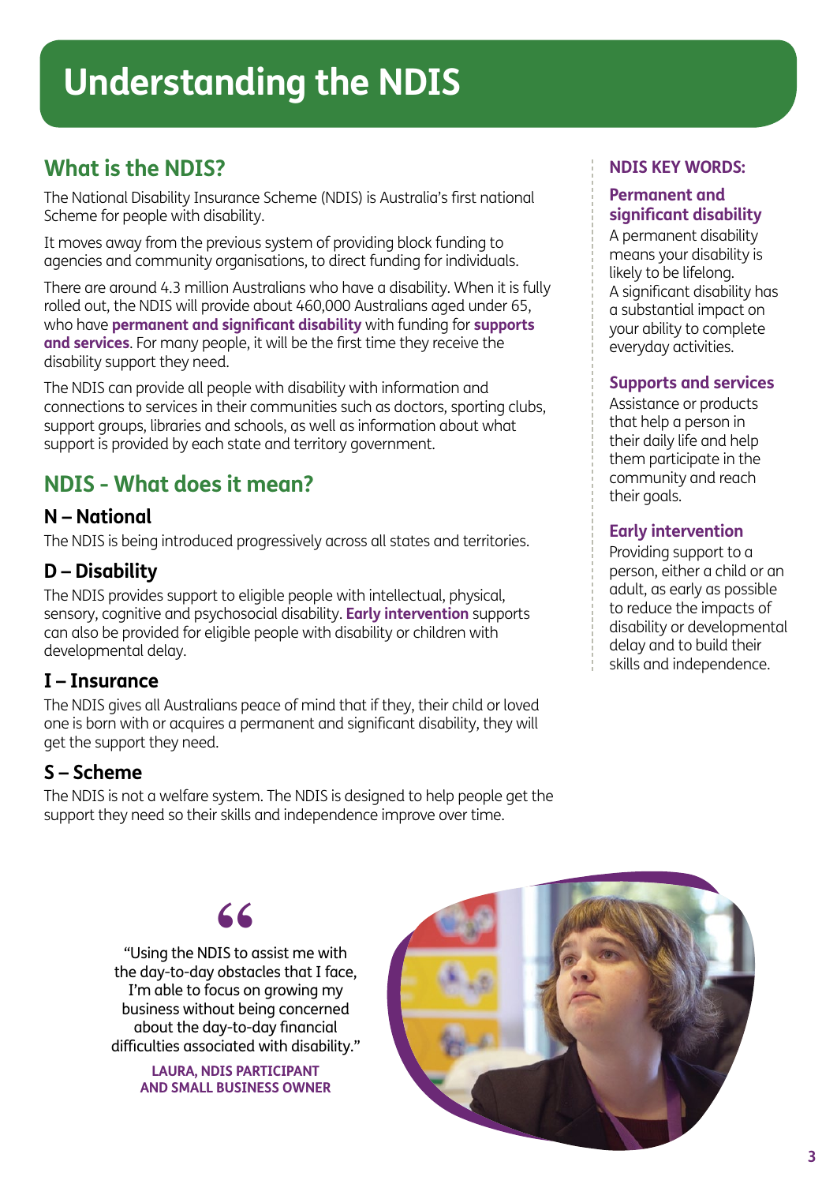# Understanding the NDIS

## What is the NDIS?

The National Disability Insurance Scheme (NDIS) is Australia's first national Scheme for people with disability.

It moves away from the previous system of providing block funding to agencies and community organisations, to direct funding for individuals.

There are around 4.3 million Australians who have a disability. When it is fully rolled out, the NDIS will provide about 460,000 Australians aged under 65, who have **permanent and significant disability** with funding for **supports and services**. For many people, it will be the first time they receive the disability support they need.

The NDIS can provide all people with disability with information and connections to services in their communities such as doctors, sporting clubs, support groups, libraries and schools, as well as information about what support is provided by each state and territory government.

## NDIS - What does it mean?

### N – National

The NDIS is being introduced progressively across all states and territories.

### D – Disability

The NDIS provides support to eligible people with intellectual, physical, sensory, cognitive and psychosocial disability. **Early intervention** supports can also be provided for eligible people with disability or children with developmental delay.

### I – Insurance

The NDIS gives all Australians peace of mind that if they, their child or loved one is born with or acquires a permanent and significant disability, they will get the support they need.

### S – Scheme

The NDIS is not a welfare system. The NDIS is designed to help people get the support they need so their skills and independence improve over time.

**NDIS KEY WORDS:**

**Permanent and significant disability**
A permanent disability means your disability is likely to be lifelong. A significant disability has a substantial impact on your ability to complete everyday activities.

**Supports and services**
Assistance or products that help a person in their daily life and help them participate in the community and reach their goals.

**Early intervention**
Providing support to a person, either a child or an adult, as early as possible to reduce the impacts of disability or developmental delay and to build their skills and independence.

> "Using the NDIS to assist me with the day-to-day obstacles that I face, I'm able to focus on growing my business without being concerned about the day-to-day financial difficulties associated with disability."
>
> **LAURA, NDIS PARTICIPANT AND SMALL BUSINESS OWNER**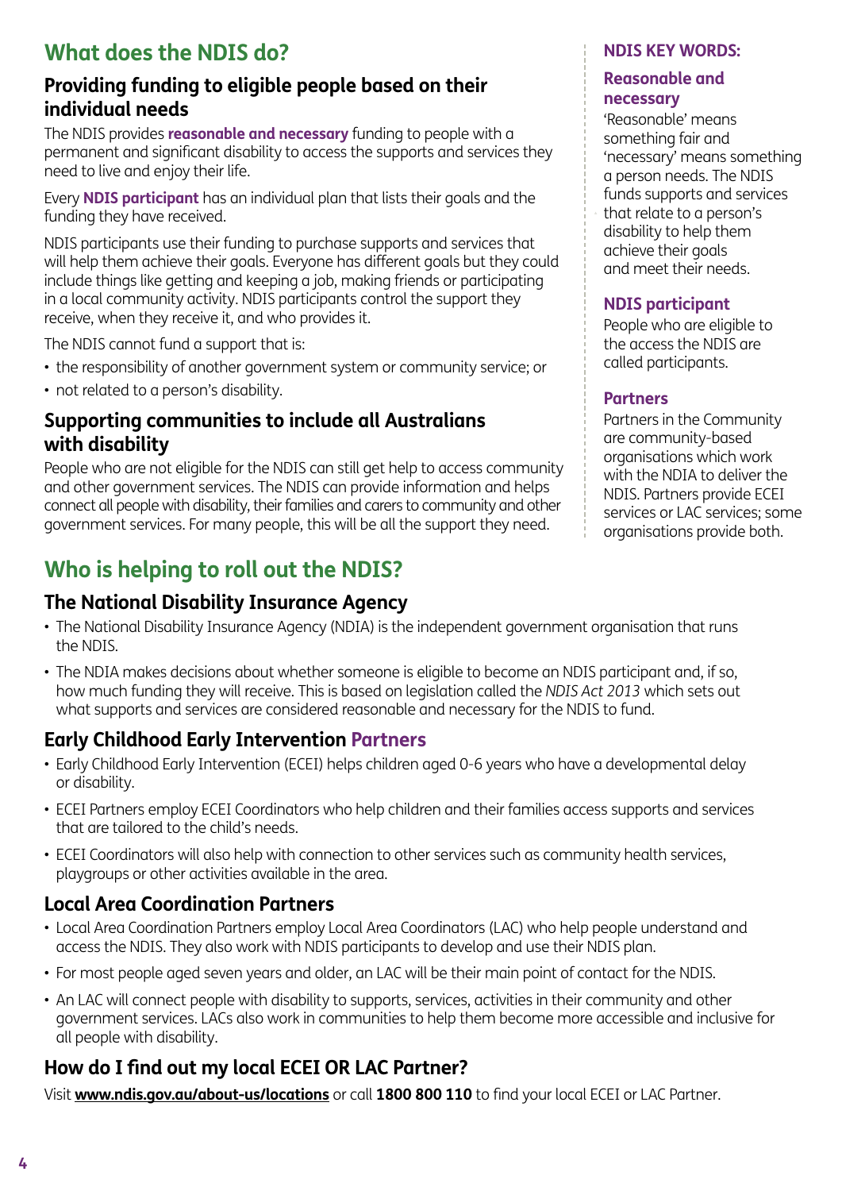## What does the NDIS do?

### Providing funding to eligible people based on their individual needs

The NDIS provides **reasonable and necessary** funding to people with a permanent and significant disability to access the supports and services they need to live and enjoy their life.

Every **NDIS participant** has an individual plan that lists their goals and the funding they have received.

NDIS participants use their funding to purchase supports and services that will help them achieve their goals. Everyone has different goals but they could include things like getting and keeping a job, making friends or participating in a local community activity. NDIS participants control the support they receive, when they receive it, and who provides it.

The NDIS cannot fund a support that is:

- the responsibility of another government system or community service; or
- not related to a person's disability.

### Supporting communities to include all Australians with disability

People who are not eligible for the NDIS can still get help to access community and other government services. The NDIS can provide information and helps connect all people with disability, their families and carers to community and other government services. For many people, this will be all the support they need.

**NDIS KEY WORDS:**

**Reasonable and necessary**

'Reasonable' means something fair and 'necessary' means something a person needs. The NDIS funds supports and services that relate to a person's disability to help them achieve their goals and meet their needs.

**NDIS participant**

People who are eligible to the access the NDIS are called participants.

**Partners**

Partners in the Community are community-based organisations which work with the NDIA to deliver the NDIS. Partners provide ECEI services or LAC services; some organisations provide both.

## Who is helping to roll out the NDIS?

### The National Disability Insurance Agency

- The National Disability Insurance Agency (NDIA) is the independent government organisation that runs the NDIS.
- The NDIA makes decisions about whether someone is eligible to become an NDIS participant and, if so, how much funding they will receive. This is based on legislation called the *NDIS Act 2013* which sets out what supports and services are considered reasonable and necessary for the NDIS to fund.

### Early Childhood Early Intervention Partners

- Early Childhood Early Intervention (ECEI) helps children aged 0-6 years who have a developmental delay or disability.
- ECEI Partners employ ECEI Coordinators who help children and their families access supports and services that are tailored to the child's needs.
- ECEI Coordinators will also help with connection to other services such as community health services, playgroups or other activities available in the area.

### Local Area Coordination Partners

- Local Area Coordination Partners employ Local Area Coordinators (LAC) who help people understand and access the NDIS. They also work with NDIS participants to develop and use their NDIS plan.
- For most people aged seven years and older, an LAC will be their main point of contact for the NDIS.
- An LAC will connect people with disability to supports, services, activities in their community and other government services. LACs also work in communities to help them become more accessible and inclusive for all people with disability.

### How do I find out my local ECEI OR LAC Partner?

Visit **www.ndis.gov.au/about-us/locations** or call **1800 800 110** to find your local ECEI or LAC Partner.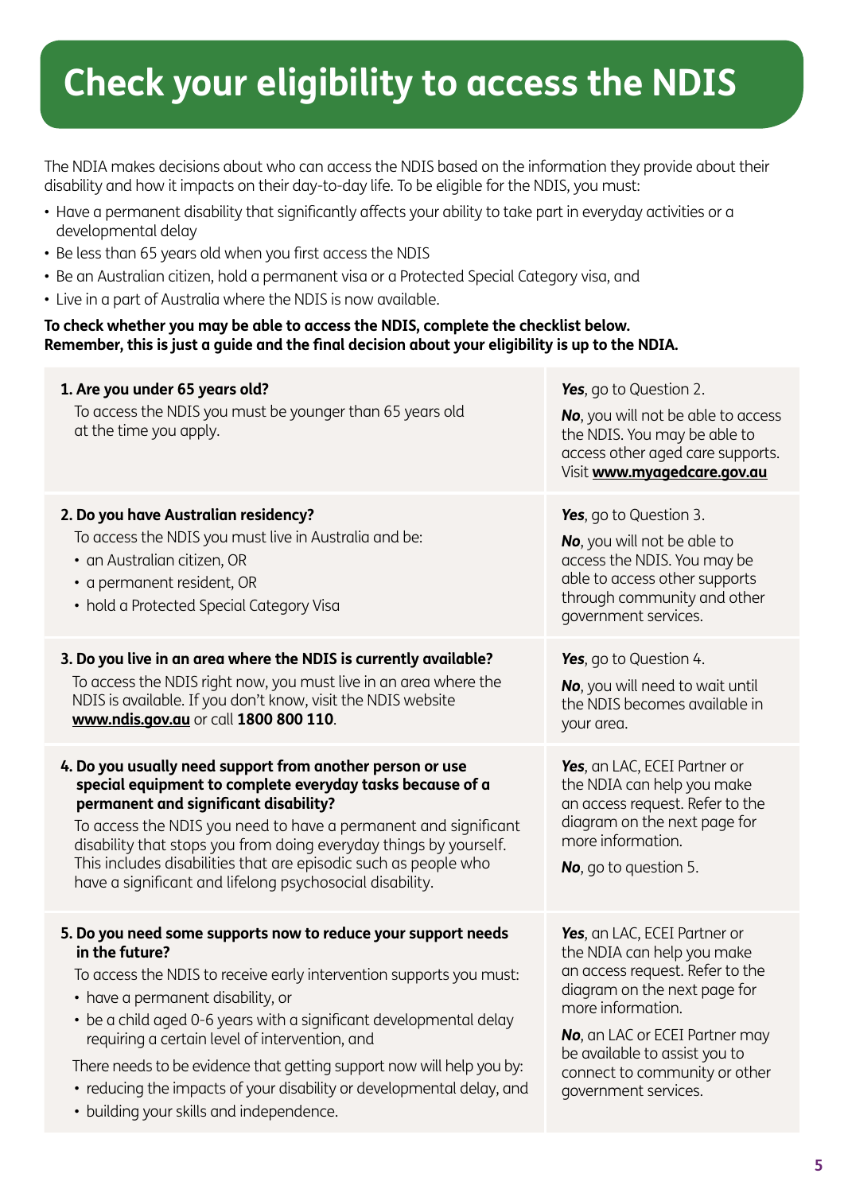# Check your eligibility to access the NDIS

The NDIA makes decisions about who can access the NDIS based on the information they provide about their disability and how it impacts on their day-to-day life. To be eligible for the NDIS, you must:

- Have a permanent disability that significantly affects your ability to take part in everyday activities or a developmental delay
- Be less than 65 years old when you first access the NDIS
- Be an Australian citizen, hold a permanent visa or a Protected Special Category visa, and
- Live in a part of Australia where the NDIS is now available.

**To check whether you may be able to access the NDIS, complete the checklist below.**
**Remember, this is just a guide and the final decision about your eligibility is up to the NDIA.**

| Question | Answer |
|---|---|
| **1. Are you under 65 years old?**<br>To access the NDIS you must be younger than 65 years old at the time you apply. | ***Yes***, go to Question 2.<br>***No***, you will not be able to access the NDIS. You may be able to access other aged care supports. Visit **www.myagedcare.gov.au** |
| **2. Do you have Australian residency?**<br>To access the NDIS you must live in Australia and be:<br>• an Australian citizen, OR<br>• a permanent resident, OR<br>• hold a Protected Special Category Visa | ***Yes***, go to Question 3.<br>***No***, you will not be able to access the NDIS. You may be able to access other supports through community and other government services. |
| **3. Do you live in an area where the NDIS is currently available?**<br>To access the NDIS right now, you must live in an area where the NDIS is available. If you don't know, visit the NDIS website **www.ndis.gov.au** or call **1800 800 110**. | ***Yes***, go to Question 4.<br>***No***, you will need to wait until the NDIS becomes available in your area. |
| **4. Do you usually need support from another person or use special equipment to complete everyday tasks because of a permanent and significant disability?**<br>To access the NDIS you need to have a permanent and significant disability that stops you from doing everyday things by yourself. This includes disabilities that are episodic such as people who have a significant and lifelong psychosocial disability. | ***Yes***, an LAC, ECEI Partner or the NDIA can help you make an access request. Refer to the diagram on the next page for more information.<br>***No***, go to question 5. |
| **5. Do you need some supports now to reduce your support needs in the future?**<br>To access the NDIS to receive early intervention supports you must:<br>• have a permanent disability, or<br>• be a child aged 0-6 years with a significant developmental delay requiring a certain level of intervention, and<br>There needs to be evidence that getting support now will help you by:<br>• reducing the impacts of your disability or developmental delay, and<br>• building your skills and independence. | ***Yes***, an LAC, ECEI Partner or the NDIA can help you make an access request. Refer to the diagram on the next page for more information.<br>***No***, an LAC or ECEI Partner may be available to assist you to connect to community or other government services. |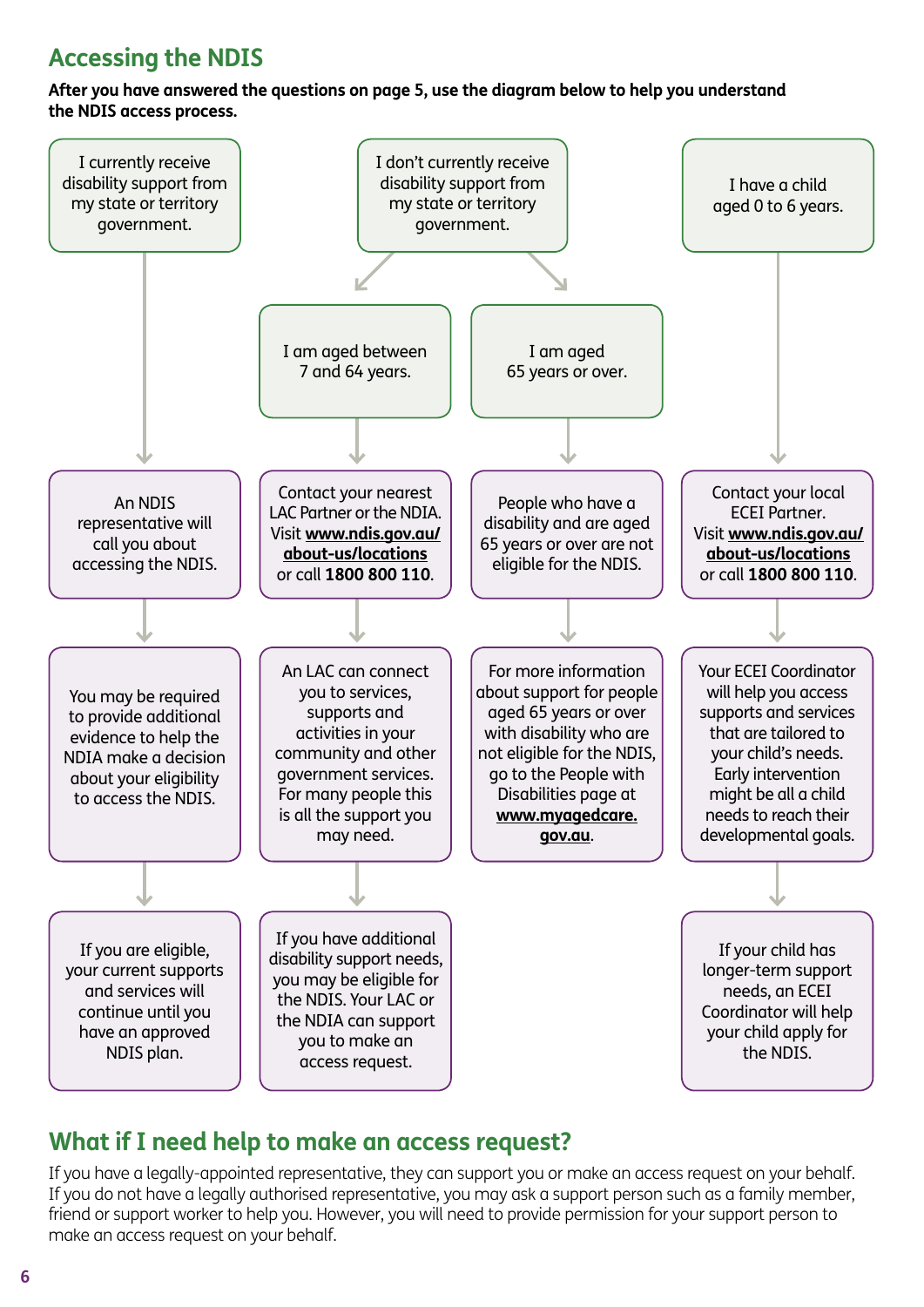## Accessing the NDIS

**After you have answered the questions on page 5, use the diagram below to help you understand the NDIS access process.**

**I currently receive disability support from my state or territory government.**

- An NDIS representative will call you about accessing the NDIS.
- You may be required to provide additional evidence to help the NDIA make a decision about your eligibility to access the NDIS.
- If you are eligible, your current supports and services will continue until you have an approved NDIS plan.

**I don't currently receive disability support from my state or territory government.**

**I am aged between 7 and 64 years.**

- Contact your nearest LAC Partner or the NDIA. Visit **www.ndis.gov.au/about-us/locations** or call **1800 800 110**.
- An LAC can connect you to services, supports and activities in your community and other government services. For many people this is all the support you may need.
- If you have additional disability support needs, you may be eligible for the NDIS. Your LAC or the NDIA can support you to make an access request.

**I am aged 65 years or over.**

- People who have a disability and are aged 65 years or over are not eligible for the NDIS.
- For more information about support for people aged 65 years or over with disability who are not eligible for the NDIS, go to the People with Disabilities page at **www.myagedcare.gov.au**.

**I have a child aged 0 to 6 years.**

- Contact your local ECEI Partner. Visit **www.ndis.gov.au/about-us/locations** or call **1800 800 110**.
- Your ECEI Coordinator will help you access supports and services that are tailored to your child's needs. Early intervention might be all a child needs to reach their developmental goals.
- If your child has longer-term support needs, an ECEI Coordinator will help your child apply for the NDIS.

## What if I need help to make an access request?

If you have a legally-appointed representative, they can support you or make an access request on your behalf. If you do not have a legally authorised representative, you may ask a support person such as a family member, friend or support worker to help you. However, you will need to provide permission for your support person to make an access request on your behalf.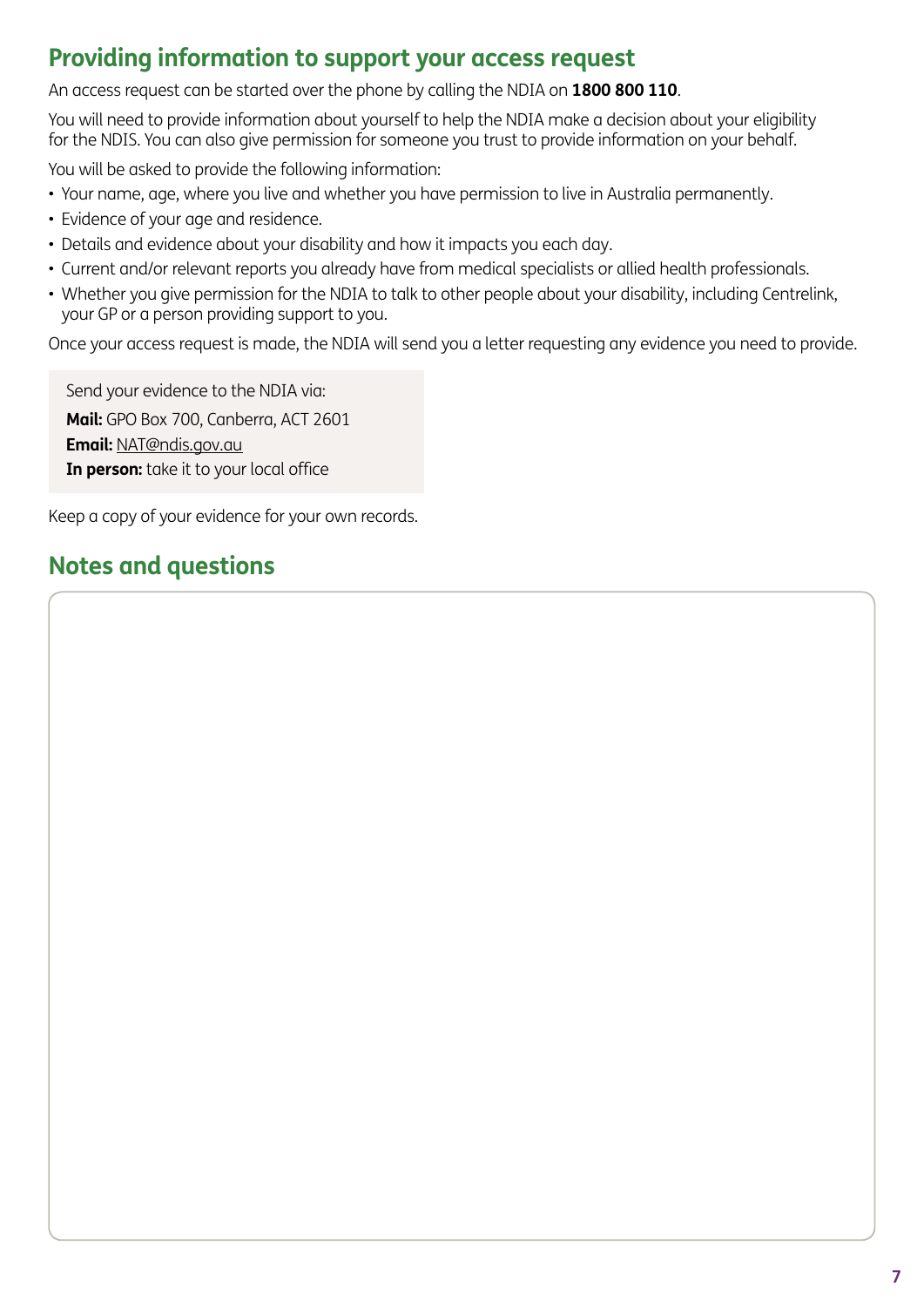## Providing information to support your access request

An access request can be started over the phone by calling the NDIA on **1800 800 110**.

You will need to provide information about yourself to help the NDIA make a decision about your eligibility for the NDIS. You can also give permission for someone you trust to provide information on your behalf.

You will be asked to provide the following information:

- Your name, age, where you live and whether you have permission to live in Australia permanently.
- Evidence of your age and residence.
- Details and evidence about your disability and how it impacts you each day.
- Current and/or relevant reports you already have from medical specialists or allied health professionals.
- Whether you give permission for the NDIA to talk to other people about your disability, including Centrelink, your GP or a person providing support to you.

Once your access request is made, the NDIA will send you a letter requesting any evidence you need to provide.

> Send your evidence to the NDIA via:
>
> **Mail:** GPO Box 700, Canberra, ACT 2601
>
> **Email:** NAT@ndis.gov.au
>
> **In person:** take it to your local office

Keep a copy of your evidence for your own records.

## Notes and questions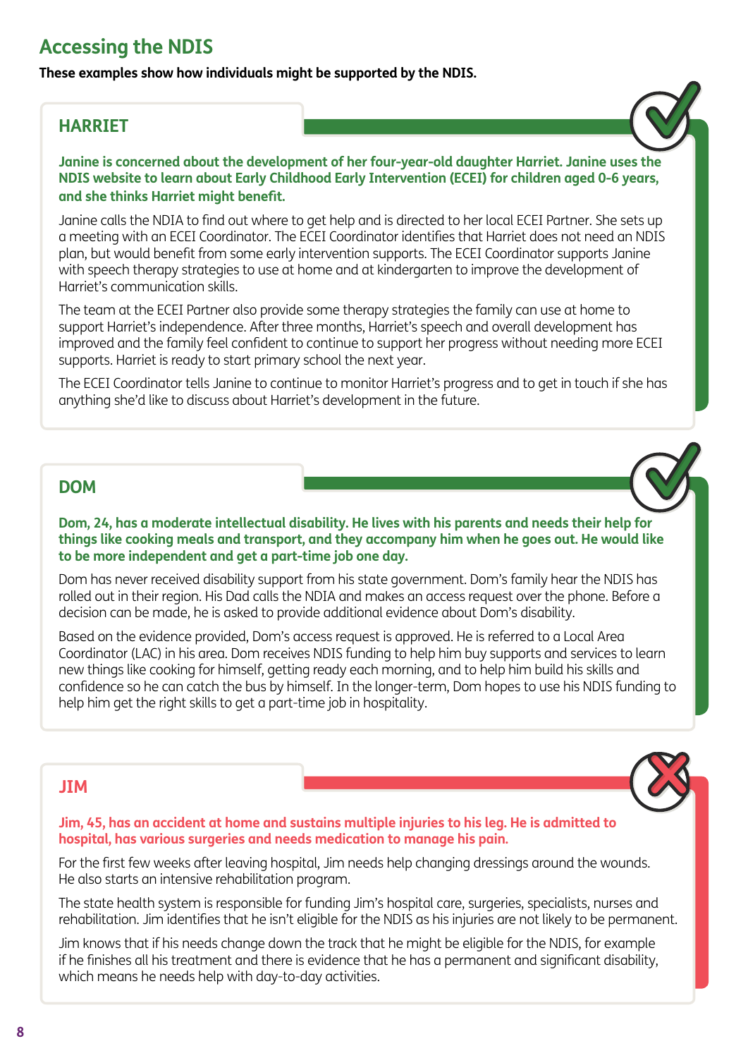## Accessing the NDIS

**These examples show how individuals might be supported by the NDIS.**

### HARRIET

**Janine is concerned about the development of her four-year-old daughter Harriet. Janine uses the NDIS website to learn about Early Childhood Early Intervention (ECEI) for children aged 0-6 years, and she thinks Harriet might benefit.**

Janine calls the NDIA to find out where to get help and is directed to her local ECEI Partner. She sets up a meeting with an ECEI Coordinator. The ECEI Coordinator identifies that Harriet does not need an NDIS plan, but would benefit from some early intervention supports. The ECEI Coordinator supports Janine with speech therapy strategies to use at home and at kindergarten to improve the development of Harriet's communication skills.

The team at the ECEI Partner also provide some therapy strategies the family can use at home to support Harriet's independence. After three months, Harriet's speech and overall development has improved and the family feel confident to continue to support her progress without needing more ECEI supports. Harriet is ready to start primary school the next year.

The ECEI Coordinator tells Janine to continue to monitor Harriet's progress and to get in touch if she has anything she'd like to discuss about Harriet's development in the future.

### DOM

**Dom, 24, has a moderate intellectual disability. He lives with his parents and needs their help for things like cooking meals and transport, and they accompany him when he goes out. He would like to be more independent and get a part-time job one day.**

Dom has never received disability support from his state government. Dom's family hear the NDIS has rolled out in their region. His Dad calls the NDIA and makes an access request over the phone. Before a decision can be made, he is asked to provide additional evidence about Dom's disability.

Based on the evidence provided, Dom's access request is approved. He is referred to a Local Area Coordinator (LAC) in his area. Dom receives NDIS funding to help him buy supports and services to learn new things like cooking for himself, getting ready each morning, and to help him build his skills and confidence so he can catch the bus by himself. In the longer-term, Dom hopes to use his NDIS funding to help him get the right skills to get a part-time job in hospitality.

### JIM

**Jim, 45, has an accident at home and sustains multiple injuries to his leg. He is admitted to hospital, has various surgeries and needs medication to manage his pain.**

For the first few weeks after leaving hospital, Jim needs help changing dressings around the wounds. He also starts an intensive rehabilitation program.

The state health system is responsible for funding Jim's hospital care, surgeries, specialists, nurses and rehabilitation. Jim identifies that he isn't eligible for the NDIS as his injuries are not likely to be permanent.

Jim knows that if his needs change down the track that he might be eligible for the NDIS, for example if he finishes all his treatment and there is evidence that he has a permanent and significant disability, which means he needs help with day-to-day activities.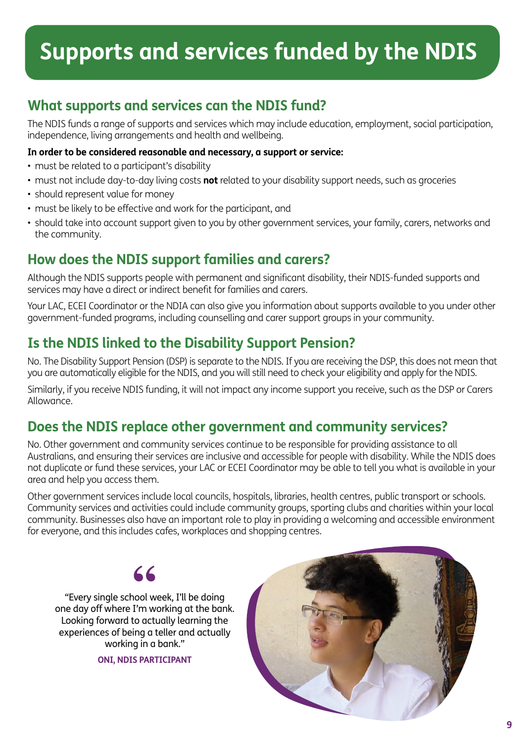# Supports and services funded by the NDIS

## What supports and services can the NDIS fund?

The NDIS funds a range of supports and services which may include education, employment, social participation, independence, living arrangements and health and wellbeing.

**In order to be considered reasonable and necessary, a support or service:**

- must be related to a participant's disability
- must not include day-to-day living costs **not** related to your disability support needs, such as groceries
- should represent value for money
- must be likely to be effective and work for the participant, and
- should take into account support given to you by other government services, your family, carers, networks and the community.

## How does the NDIS support families and carers?

Although the NDIS supports people with permanent and significant disability, their NDIS-funded supports and services may have a direct or indirect benefit for families and carers.

Your LAC, ECEI Coordinator or the NDIA can also give you information about supports available to you under other government-funded programs, including counselling and carer support groups in your community.

## Is the NDIS linked to the Disability Support Pension?

No. The Disability Support Pension (DSP) is separate to the NDIS. If you are receiving the DSP, this does not mean that you are automatically eligible for the NDIS, and you will still need to check your eligibility and apply for the NDIS.

Similarly, if you receive NDIS funding, it will not impact any income support you receive, such as the DSP or Carers Allowance.

## Does the NDIS replace other government and community services?

No. Other government and community services continue to be responsible for providing assistance to all Australians, and ensuring their services are inclusive and accessible for people with disability. While the NDIS does not duplicate or fund these services, your LAC or ECEI Coordinator may be able to tell you what is available in your area and help you access them.

Other government services include local councils, hospitals, libraries, health centres, public transport or schools. Community services and activities could include community groups, sporting clubs and charities within your local community. Businesses also have an important role to play in providing a welcoming and accessible environment for everyone, and this includes cafes, workplaces and shopping centres.

> "Every single school week, I'll be doing one day off where I'm working at the bank. Looking forward to actually learning the experiences of being a teller and actually working in a bank."
>
> **ONI, NDIS PARTICIPANT**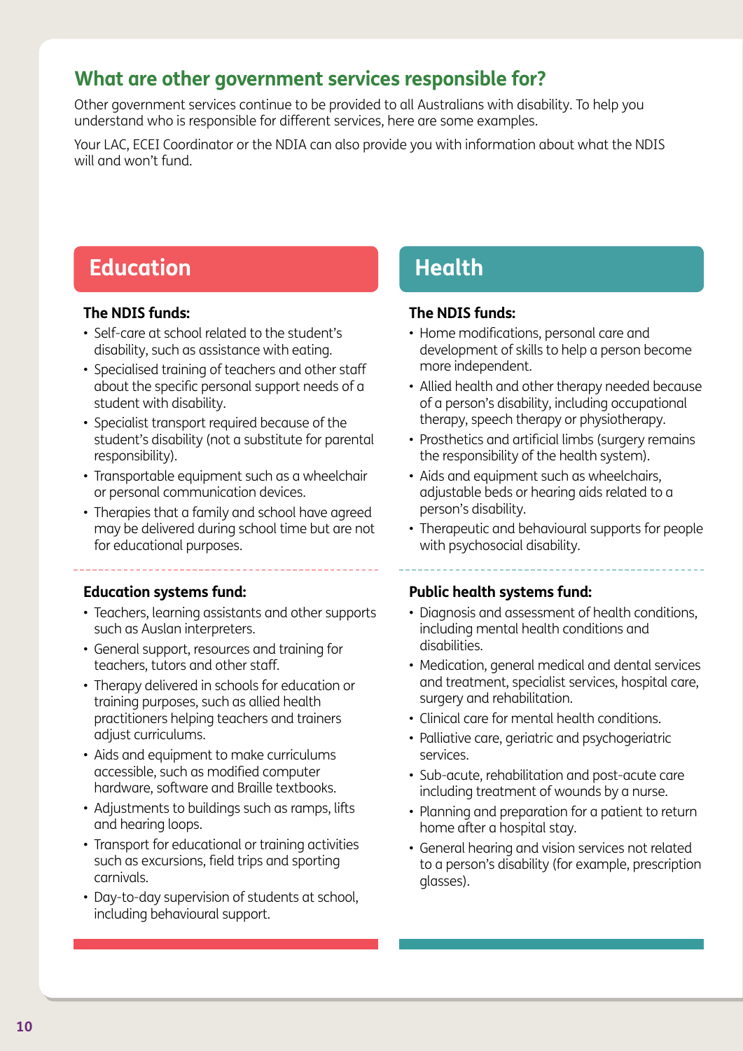## What are other government services responsible for?

Other government services continue to be provided to all Australians with disability. To help you understand who is responsible for different services, here are some examples.

Your LAC, ECEI Coordinator or the NDIA can also provide you with information about what the NDIS will and won't fund.

### Education

**The NDIS funds:**

- Self-care at school related to the student's disability, such as assistance with eating.
- Specialised training of teachers and other staff about the specific personal support needs of a student with disability.
- Specialist transport required because of the student's disability (not a substitute for parental responsibility).
- Transportable equipment such as a wheelchair or personal communication devices.
- Therapies that a family and school have agreed may be delivered during school time but are not for educational purposes.

**Education systems fund:**

- Teachers, learning assistants and other supports such as Auslan interpreters.
- General support, resources and training for teachers, tutors and other staff.
- Therapy delivered in schools for education or training purposes, such as allied health practitioners helping teachers and trainers adjust curriculums.
- Aids and equipment to make curriculums accessible, such as modified computer hardware, software and Braille textbooks.
- Adjustments to buildings such as ramps, lifts and hearing loops.
- Transport for educational or training activities such as excursions, field trips and sporting carnivals.
- Day-to-day supervision of students at school, including behavioural support.

### Health

**The NDIS funds:**

- Home modifications, personal care and development of skills to help a person become more independent.
- Allied health and other therapy needed because of a person's disability, including occupational therapy, speech therapy or physiotherapy.
- Prosthetics and artificial limbs (surgery remains the responsibility of the health system).
- Aids and equipment such as wheelchairs, adjustable beds or hearing aids related to a person's disability.
- Therapeutic and behavioural supports for people with psychosocial disability.

**Public health systems fund:**

- Diagnosis and assessment of health conditions, including mental health conditions and disabilities.
- Medication, general medical and dental services and treatment, specialist services, hospital care, surgery and rehabilitation.
- Clinical care for mental health conditions.
- Palliative care, geriatric and psychogeriatric services.
- Sub-acute, rehabilitation and post-acute care including treatment of wounds by a nurse.
- Planning and preparation for a patient to return home after a hospital stay.
- General hearing and vision services not related to a person's disability (for example, prescription glasses).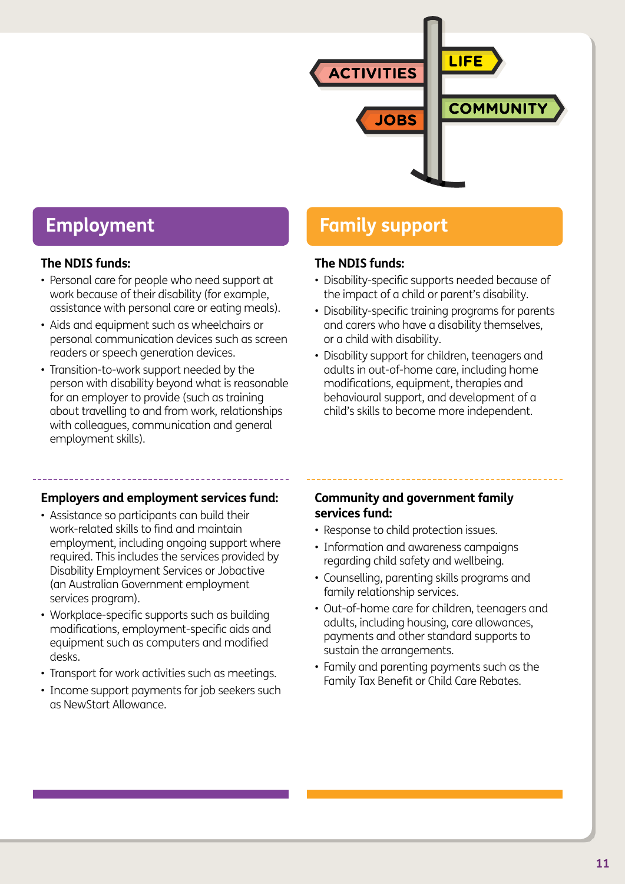## Employment

**The NDIS funds:**

- Personal care for people who need support at work because of their disability (for example, assistance with personal care or eating meals).
- Aids and equipment such as wheelchairs or personal communication devices such as screen readers or speech generation devices.
- Transition-to-work support needed by the person with disability beyond what is reasonable for an employer to provide (such as training about travelling to and from work, relationships with colleagues, communication and general employment skills).

**Employers and employment services fund:**

- Assistance so participants can build their work-related skills to find and maintain employment, including ongoing support where required. This includes the services provided by Disability Employment Services or Jobactive (an Australian Government employment services program).
- Workplace-specific supports such as building modifications, employment-specific aids and equipment such as computers and modified desks.
- Transport for work activities such as meetings.
- Income support payments for job seekers such as NewStart Allowance.

## Family support

**The NDIS funds:**

- Disability-specific supports needed because of the impact of a child or parent's disability.
- Disability-specific training programs for parents and carers who have a disability themselves, or a child with disability.
- Disability support for children, teenagers and adults in out-of-home care, including home modifications, equipment, therapies and behavioural support, and development of a child's skills to become more independent.

**Community and government family services fund:**

- Response to child protection issues.
- Information and awareness campaigns regarding child safety and wellbeing.
- Counselling, parenting skills programs and family relationship services.
- Out-of-home care for children, teenagers and adults, including housing, care allowances, payments and other standard supports to sustain the arrangements.
- Family and parenting payments such as the Family Tax Benefit or Child Care Rebates.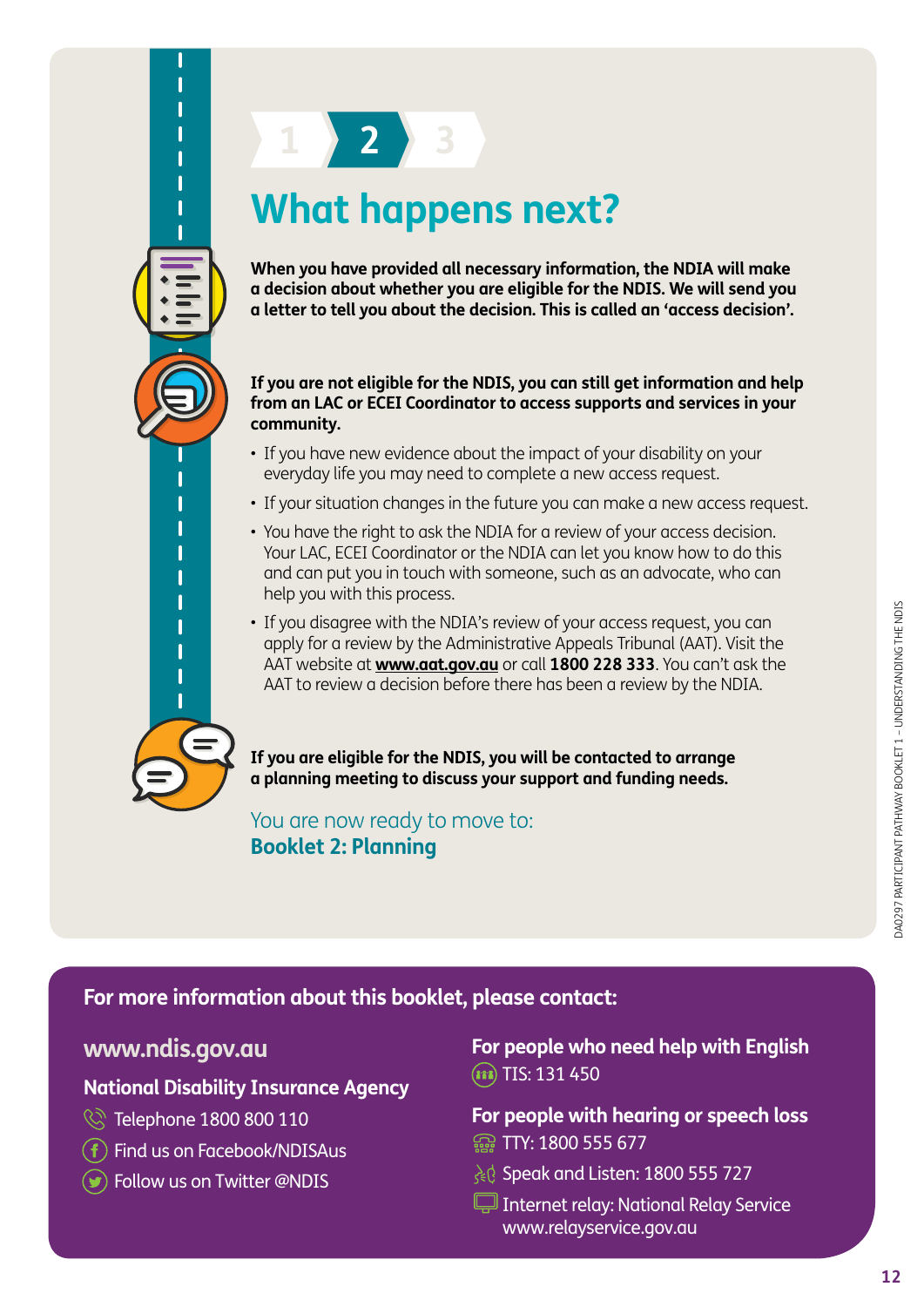1 **2** 3

# What happens next?

**When you have provided all necessary information, the NDIA will make a decision about whether you are eligible for the NDIS. We will send you a letter to tell you about the decision. This is called an 'access decision'.**

**If you are not eligible for the NDIS, you can still get information and help from an LAC or ECEI Coordinator to access supports and services in your community.**

- If you have new evidence about the impact of your disability on your everyday life you may need to complete a new access request.
- If your situation changes in the future you can make a new access request.
- You have the right to ask the NDIA for a review of your access decision. Your LAC, ECEI Coordinator or the NDIA can let you know how to do this and can put you in touch with someone, such as an advocate, who can help you with this process.
- If you disagree with the NDIA's review of your access request, you can apply for a review by the Administrative Appeals Tribunal (AAT). Visit the AAT website at **www.aat.gov.au** or call **1800 228 333**. You can't ask the AAT to review a decision before there has been a review by the NDIA.

**If you are eligible for the NDIS, you will be contacted to arrange a planning meeting to discuss your support and funding needs.**

You are now ready to move to:
**Booklet 2: Planning**

DA0297 PARTICIPANT PATHWAY BOOKLET 1 – UNDERSTANDING THE NDIS

## For more information about this booklet, please contact:

**www.ndis.gov.au**

**National Disability Insurance Agency**

Telephone 1800 800 110

Find us on Facebook/NDISAus

Follow us on Twitter @NDIS

**For people who need help with English**

TIS: 131 450

**For people with hearing or speech loss**

TTY: 1800 555 677

Speak and Listen: 1800 555 727

Internet relay: National Relay Service
www.relayservice.gov.au